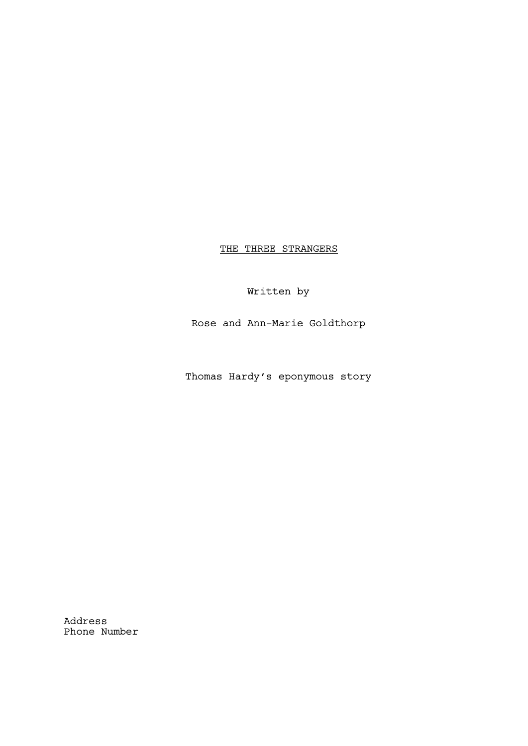<u>THE THREE STRANGERS</u>

Written by

Rose and Ann-Marie Goldthorp

Thomas Hardy’s eponymous story

Address
Phone Number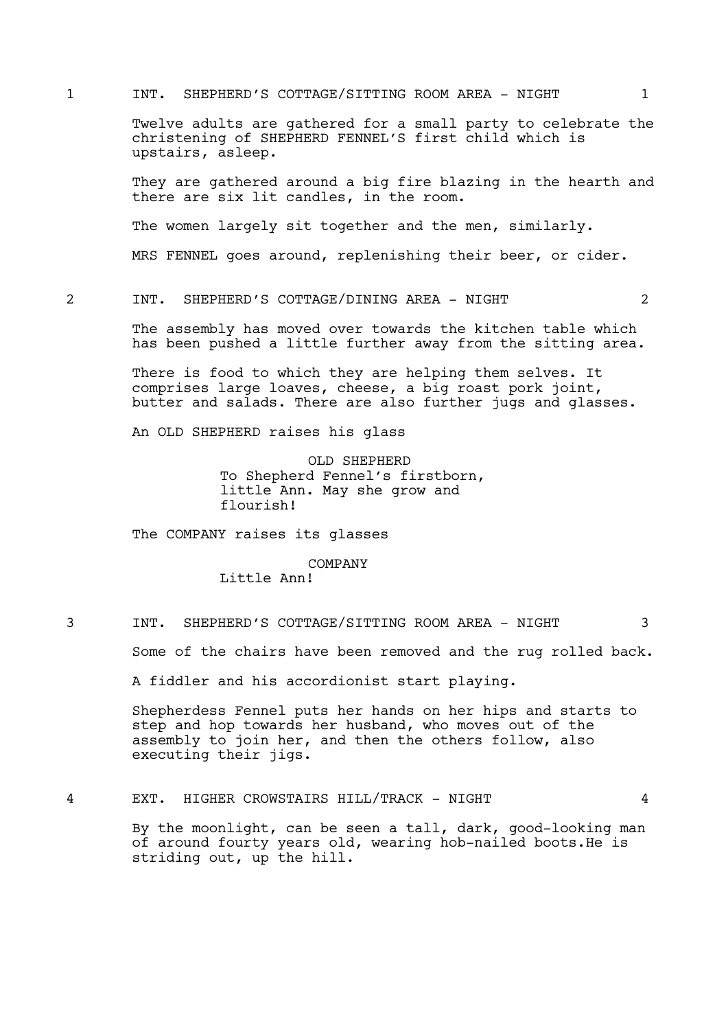1 INT. SHEPHERD'S COTTAGE/SITTING ROOM AREA - NIGHT 1

Twelve adults are gathered for a small party to celebrate the christening of SHEPHERD FENNEL'S first child which is upstairs, asleep.

They are gathered around a big fire blazing in the hearth and there are six lit candles, in the room.

The women largely sit together and the men, similarly.

MRS FENNEL goes around, replenishing their beer, or cider.

2 INT. SHEPHERD'S COTTAGE/DINING AREA - NIGHT 2

The assembly has moved over towards the kitchen table which has been pushed a little further away from the sitting area.

There is food to which they are helping them selves. It comprises large loaves, cheese, a big roast pork joint, butter and salads. There are also further jugs and glasses.

An OLD SHEPHERD raises his glass

OLD SHEPHERD
To Shepherd Fennel's firstborn, little Ann. May she grow and flourish!

The COMPANY raises its glasses

COMPANY
Little Ann!

3 INT. SHEPHERD'S COTTAGE/SITTING ROOM AREA - NIGHT 3

Some of the chairs have been removed and the rug rolled back.

A fiddler and his accordionist start playing.

Shepherdess Fennel puts her hands on her hips and starts to step and hop towards her husband, who moves out of the assembly to join her, and then the others follow, also executing their jigs.

4 EXT. HIGHER CROWSTAIRS HILL/TRACK - NIGHT 4

By the moonlight, can be seen a tall, dark, good-looking man of around fourty years old, wearing hob-nailed boots.He is striding out, up the hill.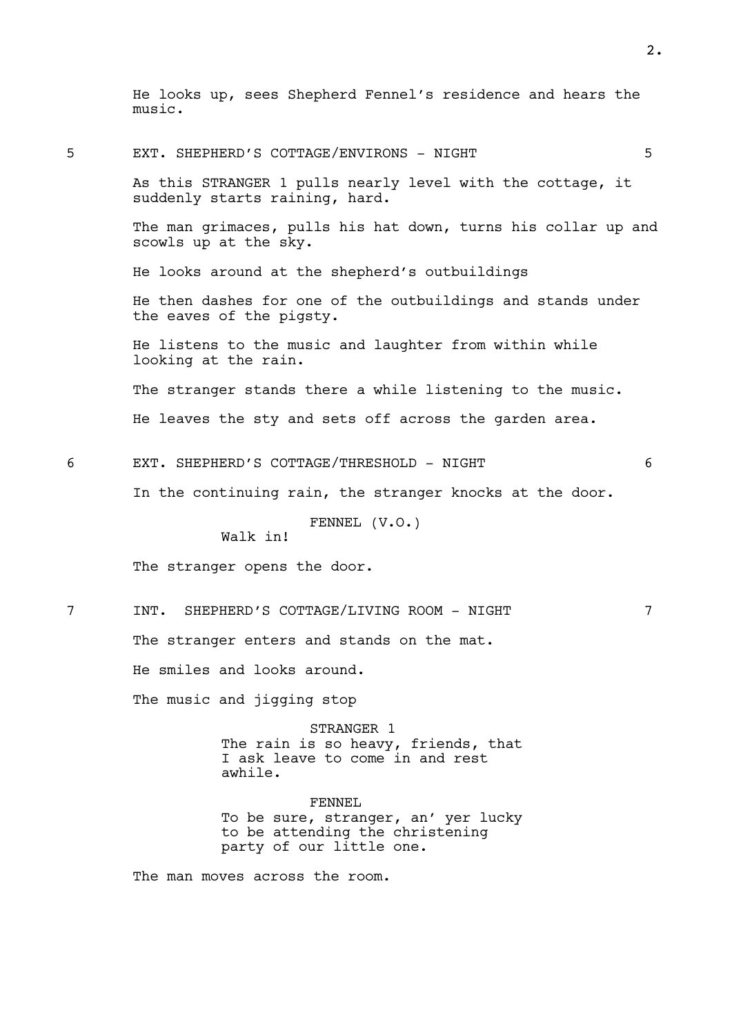He looks up, sees Shepherd Fennel's residence and hears the music.

5 EXT. SHEPHERD'S COTTAGE/ENVIRONS - NIGHT 5

As this STRANGER 1 pulls nearly level with the cottage, it suddenly starts raining, hard.

The man grimaces, pulls his hat down, turns his collar up and scowls up at the sky.

He looks around at the shepherd's outbuildings

He then dashes for one of the outbuildings and stands under the eaves of the pigsty.

He listens to the music and laughter from within while looking at the rain.

The stranger stands there a while listening to the music.

He leaves the sty and sets off across the garden area.

6 EXT. SHEPHERD'S COTTAGE/THRESHOLD - NIGHT 6

In the continuing rain, the stranger knocks at the door.

FENNEL (V.O.)
Walk in!

The stranger opens the door.

7 INT. SHEPHERD'S COTTAGE/LIVING ROOM - NIGHT 7

The stranger enters and stands on the mat.

He smiles and looks around.

The music and jigging stop

STRANGER 1
The rain is so heavy, friends, that I ask leave to come in and rest awhile.

FENNEL
To be sure, stranger, an' yer lucky to be attending the christening party of our little one.

The man moves across the room.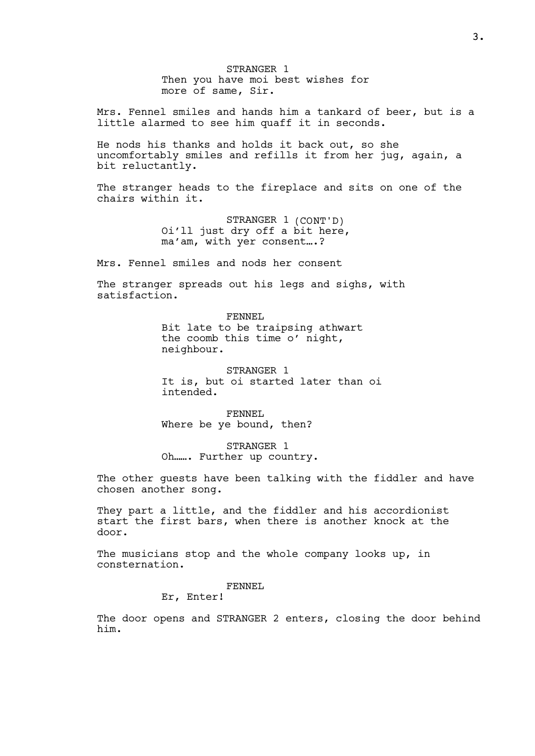STRANGER 1
Then you have moi best wishes for more of same, Sir.

Mrs. Fennel smiles and hands him a tankard of beer, but is a little alarmed to see him quaff it in seconds.

He nods his thanks and holds it back out, so she uncomfortably smiles and refills it from her jug, again, a bit reluctantly.

The stranger heads to the fireplace and sits on one of the chairs within it.

STRANGER 1 (CONT'D)
Oi'll just dry off a bit here, ma'am, with yer consent….?

Mrs. Fennel smiles and nods her consent

The stranger spreads out his legs and sighs, with satisfaction.

FENNEL
Bit late to be traipsing athwart the coomb this time o' night, neighbour.

STRANGER 1
It is, but oi started later than oi intended.

FENNEL
Where be ye bound, then?

STRANGER 1
Oh……. Further up country.

The other guests have been talking with the fiddler and have chosen another song.

They part a little, and the fiddler and his accordionist start the first bars, when there is another knock at the door.

The musicians stop and the whole company looks up, in consternation.

FENNEL
Er, Enter!

The door opens and STRANGER 2 enters, closing the door behind him.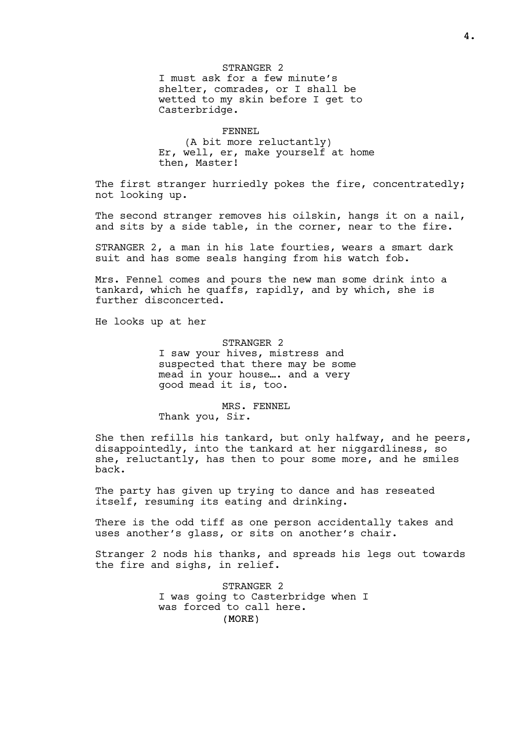STRANGER 2

I must ask for a few minute's shelter, comrades, or I shall be wetted to my skin before I get to Casterbridge.

FENNEL

(A bit more reluctantly)

Er, well, er, make yourself at home then, Master!

The first stranger hurriedly pokes the fire, concentratedly; not looking up.

The second stranger removes his oilskin, hangs it on a nail, and sits by a side table, in the corner, near to the fire.

STRANGER 2, a man in his late fourties, wears a smart dark suit and has some seals hanging from his watch fob.

Mrs. Fennel comes and pours the new man some drink into a tankard, which he quaffs, rapidly, and by which, she is further disconcerted.

He looks up at her

STRANGER 2

I saw your hives, mistress and suspected that there may be some mead in your house…. and a very good mead it is, too.

MRS. FENNEL

Thank you, Sir.

She then refills his tankard, but only halfway, and he peers, disappointedly, into the tankard at her niggardliness, so she, reluctantly, has then to pour some more, and he smiles back.

The party has given up trying to dance and has reseated itself, resuming its eating and drinking.

There is the odd tiff as one person accidentally takes and uses another's glass, or sits on another's chair.

Stranger 2 nods his thanks, and spreads his legs out towards the fire and sighs, in relief.

STRANGER 2

I was going to Casterbridge when I was forced to call here.

(MORE)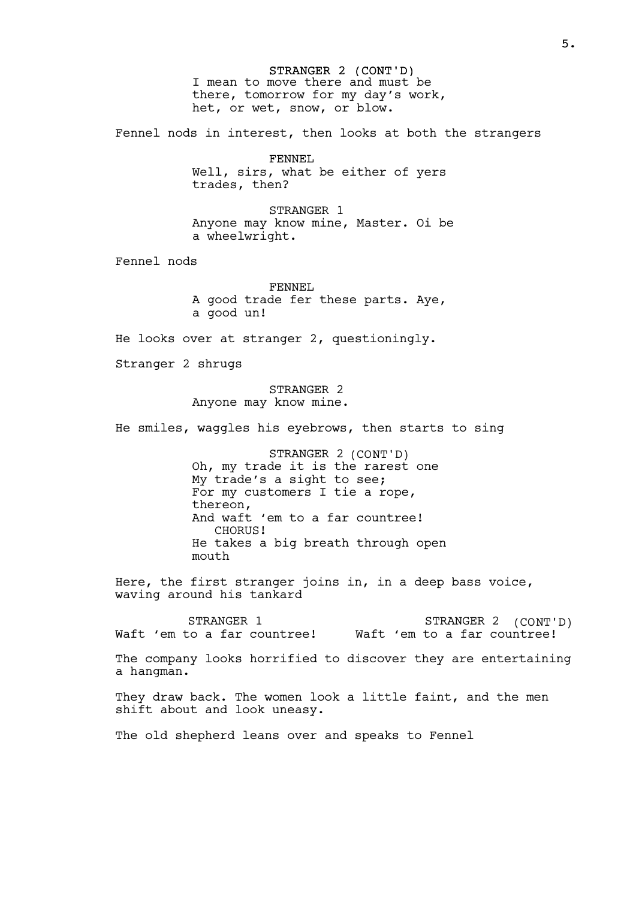STRANGER 2 (CONT'D)
I mean to move there and must be there, tomorrow for my day's work, het, or wet, snow, or blow.

Fennel nods in interest, then looks at both the strangers

FENNEL
Well, sirs, what be either of yers trades, then?

STRANGER 1
Anyone may know mine, Master. Oi be a wheelwright.

Fennel nods

FENNEL
A good trade fer these parts. Aye, a good un!

He looks over at stranger 2, questioningly.

Stranger 2 shrugs

STRANGER 2
Anyone may know mine.

He smiles, waggles his eyebrows, then starts to sing

STRANGER 2 (CONT'D)
Oh, my trade it is the rarest one
My trade's a sight to see;
For my customers I tie a rope, thereon,
And waft 'em to a far countree!
CHORUS!
He takes a big breath through open mouth

Here, the first stranger joins in, in a deep bass voice, waving around his tankard

STRANGER 1
Waft 'em to a far countree!

STRANGER 2 (CONT'D)
Waft 'em to a far countree!

The company looks horrified to discover they are entertaining a hangman.

They draw back. The women look a little faint, and the men shift about and look uneasy.

The old shepherd leans over and speaks to Fennel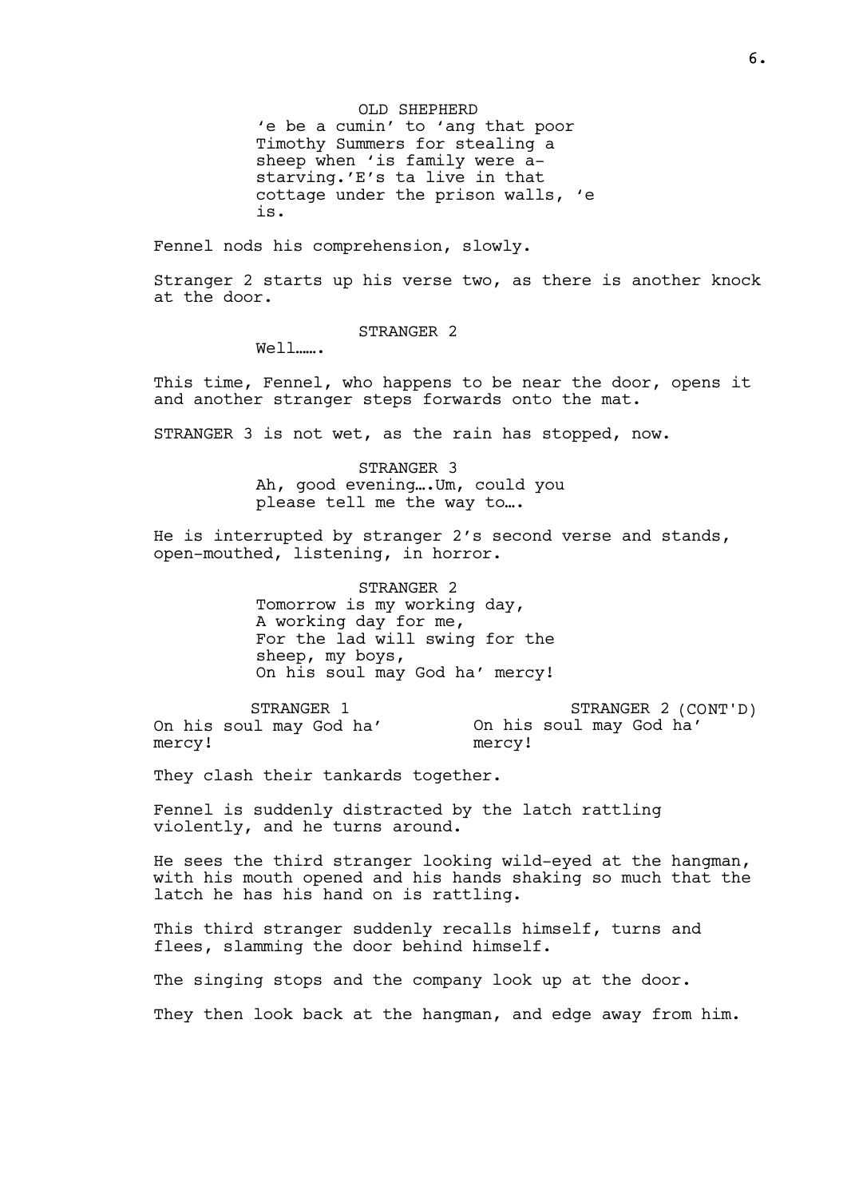OLD SHEPHERD

'e be a cumin' to 'ang that poor Timothy Summers for stealing a sheep when 'is family were a-starving.'E's ta live in that cottage under the prison walls, 'e is.

Fennel nods his comprehension, slowly.

Stranger 2 starts up his verse two, as there is another knock at the door.

STRANGER 2

Well…….

This time, Fennel, who happens to be near the door, opens it and another stranger steps forwards onto the mat.

STRANGER 3 is not wet, as the rain has stopped, now.

STRANGER 3

Ah, good evening….Um, could you please tell me the way to….

He is interrupted by stranger 2's second verse and stands, open-mouthed, listening, in horror.

STRANGER 2

Tomorrow is my working day,
A working day for me,
For the lad will swing for the sheep, my boys,
On his soul may God ha' mercy!

STRANGER 1

On his soul may God ha' mercy!

STRANGER 2 (CONT'D)

On his soul may God ha' mercy!

They clash their tankards together.

Fennel is suddenly distracted by the latch rattling violently, and he turns around.

He sees the third stranger looking wild-eyed at the hangman, with his mouth opened and his hands shaking so much that the latch he has his hand on is rattling.

This third stranger suddenly recalls himself, turns and flees, slamming the door behind himself.

The singing stops and the company look up at the door.

They then look back at the hangman, and edge away from him.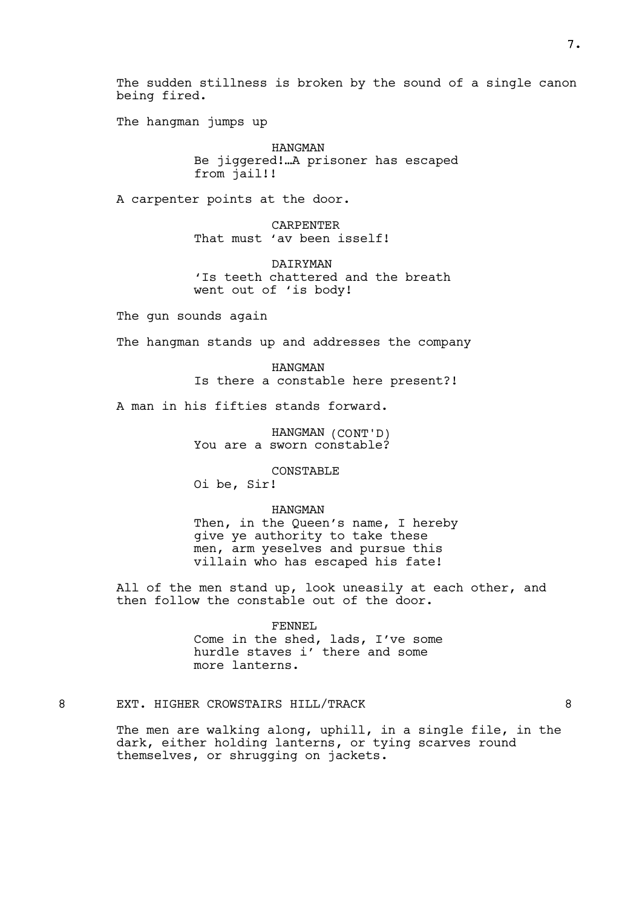The sudden stillness is broken by the sound of a single canon being fired.

The hangman jumps up

HANGMAN
Be jiggered!…A prisoner has escaped from jail!!

A carpenter points at the door.

CARPENTER
That must 'av been isself!

DAIRYMAN
'Is teeth chattered and the breath went out of 'is body!

The gun sounds again

The hangman stands up and addresses the company

HANGMAN
Is there a constable here present?!

A man in his fifties stands forward.

HANGMAN (CONT'D)
You are a sworn constable?

CONSTABLE
Oi be, Sir!

HANGMAN
Then, in the Queen's name, I hereby give ye authority to take these men, arm yeselves and pursue this villain who has escaped his fate!

All of the men stand up, look uneasily at each other, and then follow the constable out of the door.

FENNEL
Come in the shed, lads, I've some hurdle staves i' there and some more lanterns.

8 EXT. HIGHER CROWSTAIRS HILL/TRACK 8

The men are walking along, uphill, in a single file, in the dark, either holding lanterns, or tying scarves round themselves, or shrugging on jackets.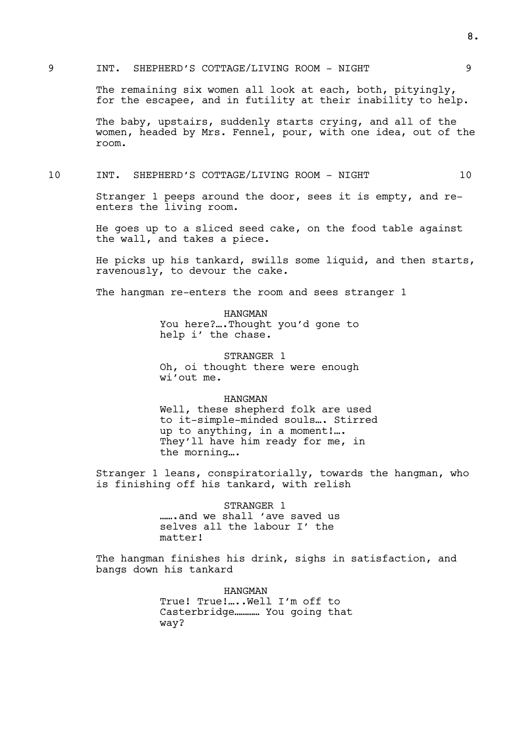9 INT. SHEPHERD'S COTTAGE/LIVING ROOM - NIGHT 9

The remaining six women all look at each, both, pityingly, for the escapee, and in futility at their inability to help.

The baby, upstairs, suddenly starts crying, and all of the women, headed by Mrs. Fennel, pour, with one idea, out of the room.

10 INT. SHEPHERD'S COTTAGE/LIVING ROOM - NIGHT 10

Stranger 1 peeps around the door, sees it is empty, and re-enters the living room.

He goes up to a sliced seed cake, on the food table against the wall, and takes a piece.

He picks up his tankard, swills some liquid, and then starts, ravenously, to devour the cake.

The hangman re-enters the room and sees stranger 1

HANGMAN
You here?….Thought you'd gone to help i' the chase.

STRANGER 1
Oh, oi thought there were enough wi'out me.

HANGMAN
Well, these shepherd folk are used to it-simple-minded souls…. Stirred up to anything, in a moment!…. They'll have him ready for me, in the morning….

Stranger 1 leans, conspiratorially, towards the hangman, who is finishing off his tankard, with relish

STRANGER 1
…….and we shall 'ave saved us selves all the labour I' the matter!

The hangman finishes his drink, sighs in satisfaction, and bangs down his tankard

HANGMAN
True! True!…..Well I'm off to Casterbridge………… You going that way?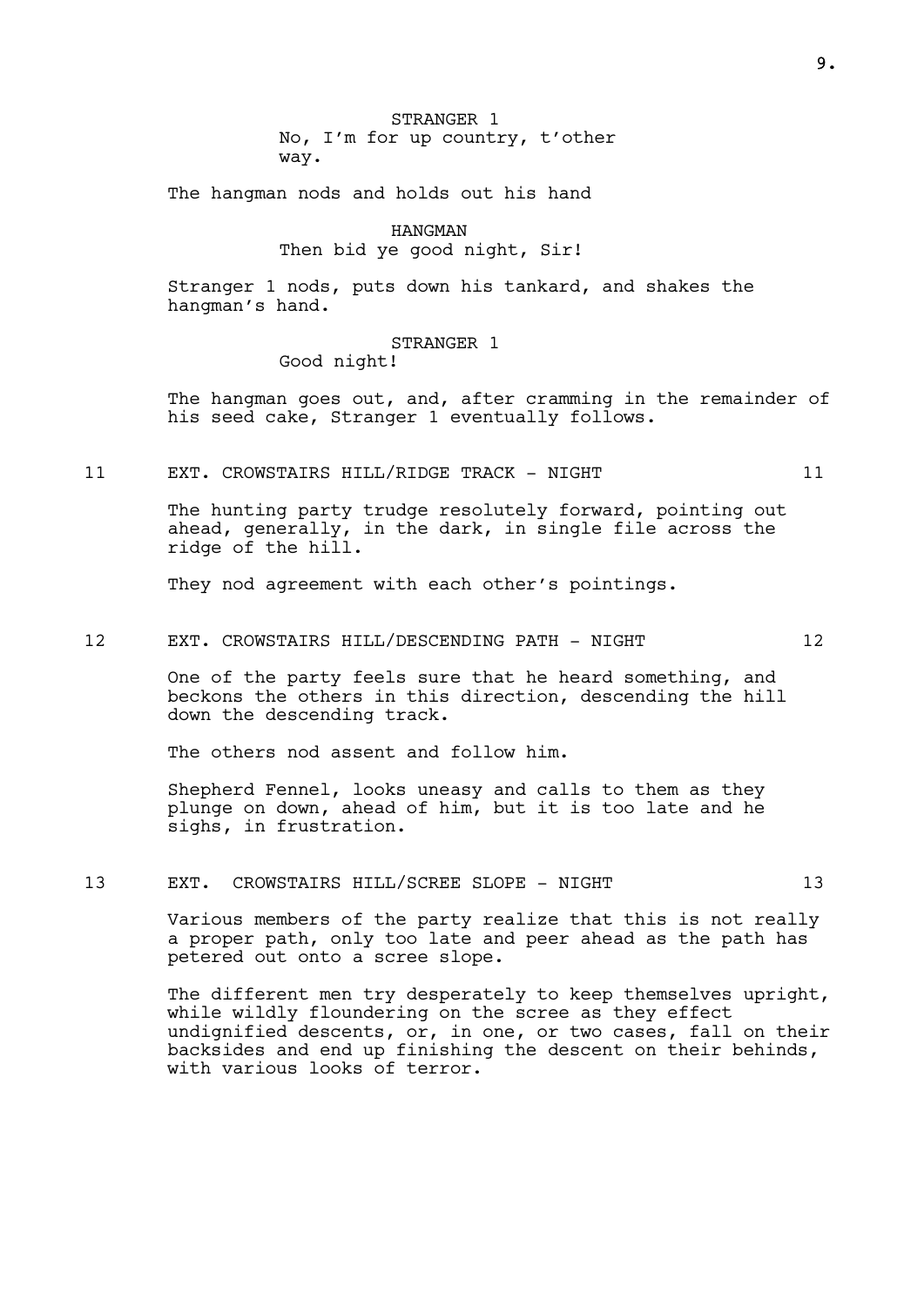STRANGER 1
No, I'm for up country, t'other way.

The hangman nods and holds out his hand

HANGMAN
Then bid ye good night, Sir!

Stranger 1 nods, puts down his tankard, and shakes the hangman's hand.

STRANGER 1
Good night!

The hangman goes out, and, after cramming in the remainder of his seed cake, Stranger 1 eventually follows.

11 EXT. CROWSTAIRS HILL/RIDGE TRACK - NIGHT 11

The hunting party trudge resolutely forward, pointing out ahead, generally, in the dark, in single file across the ridge of the hill.

They nod agreement with each other's pointings.

12 EXT. CROWSTAIRS HILL/DESCENDING PATH - NIGHT 12

One of the party feels sure that he heard something, and beckons the others in this direction, descending the hill down the descending track.

The others nod assent and follow him.

Shepherd Fennel, looks uneasy and calls to them as they plunge on down, ahead of him, but it is too late and he sighs, in frustration.

13 EXT. CROWSTAIRS HILL/SCREE SLOPE - NIGHT 13

Various members of the party realize that this is not really a proper path, only too late and peer ahead as the path has petered out onto a scree slope.

The different men try desperately to keep themselves upright, while wildly floundering on the scree as they effect undignified descents, or, in one, or two cases, fall on their backsides and end up finishing the descent on their behinds, with various looks of terror.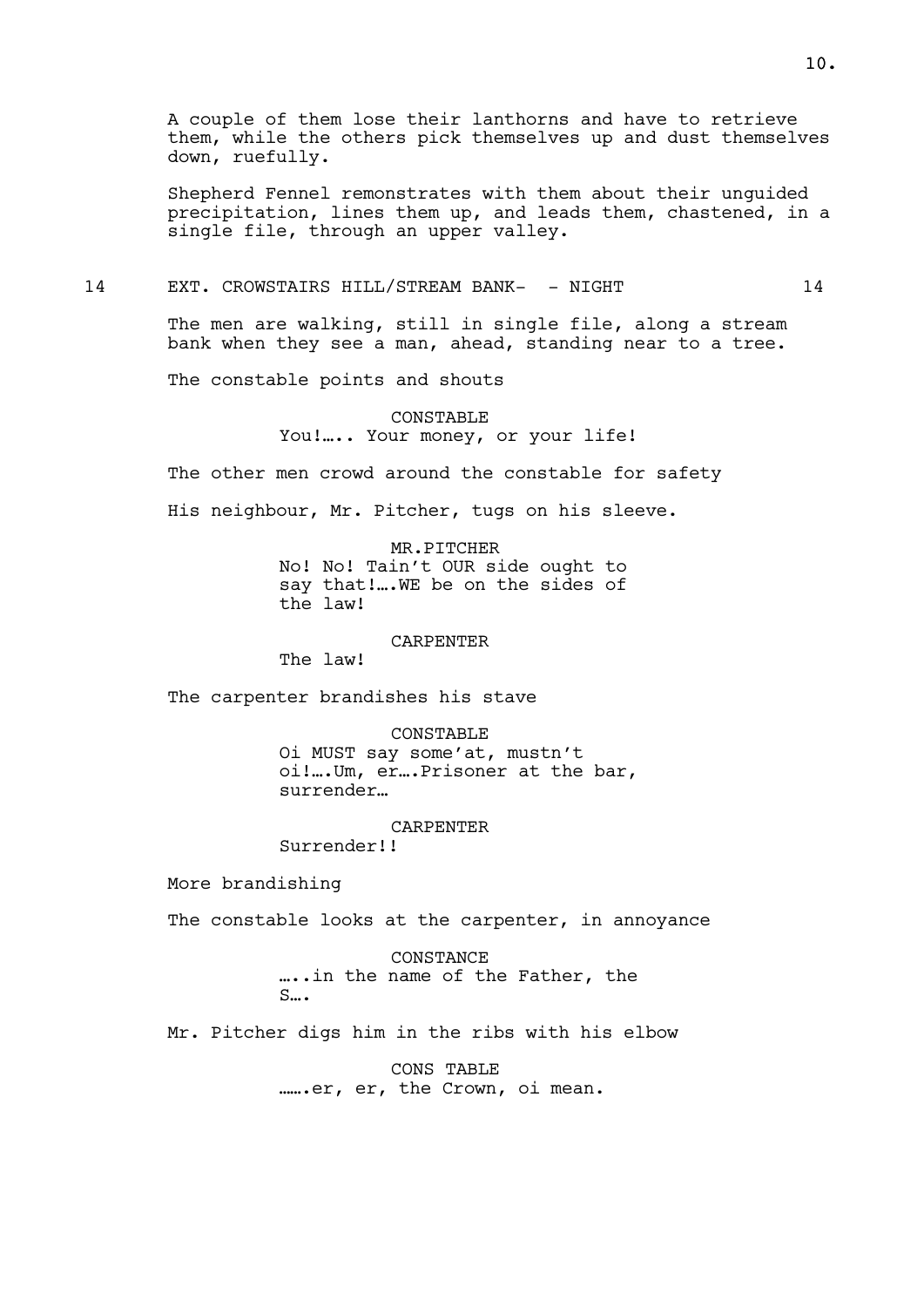A couple of them lose their lanthorns and have to retrieve them, while the others pick themselves up and dust themselves down, ruefully.

Shepherd Fennel remonstrates with them about their unguided precipitation, lines them up, and leads them, chastened, in a single file, through an upper valley.

14 EXT. CROWSTAIRS HILL/STREAM BANK- - NIGHT 14

The men are walking, still in single file, along a stream bank when they see a man, ahead, standing near to a tree.

The constable points and shouts

CONSTABLE
You!….. Your money, or your life!

The other men crowd around the constable for safety

His neighbour, Mr. Pitcher, tugs on his sleeve.

MR.PITCHER
No! No! Tain't OUR side ought to say that!….WE be on the sides of the law!

CARPENTER
The law!

The carpenter brandishes his stave

CONSTABLE
Oi MUST say some'at, mustn't oi!….Um, er….Prisoner at the bar, surrender…

CARPENTER
Surrender!!

More brandishing

The constable looks at the carpenter, in annoyance

CONSTANCE
…..in the name of the Father, the S….

Mr. Pitcher digs him in the ribs with his elbow

CONS TABLE
…….er, er, the Crown, oi mean.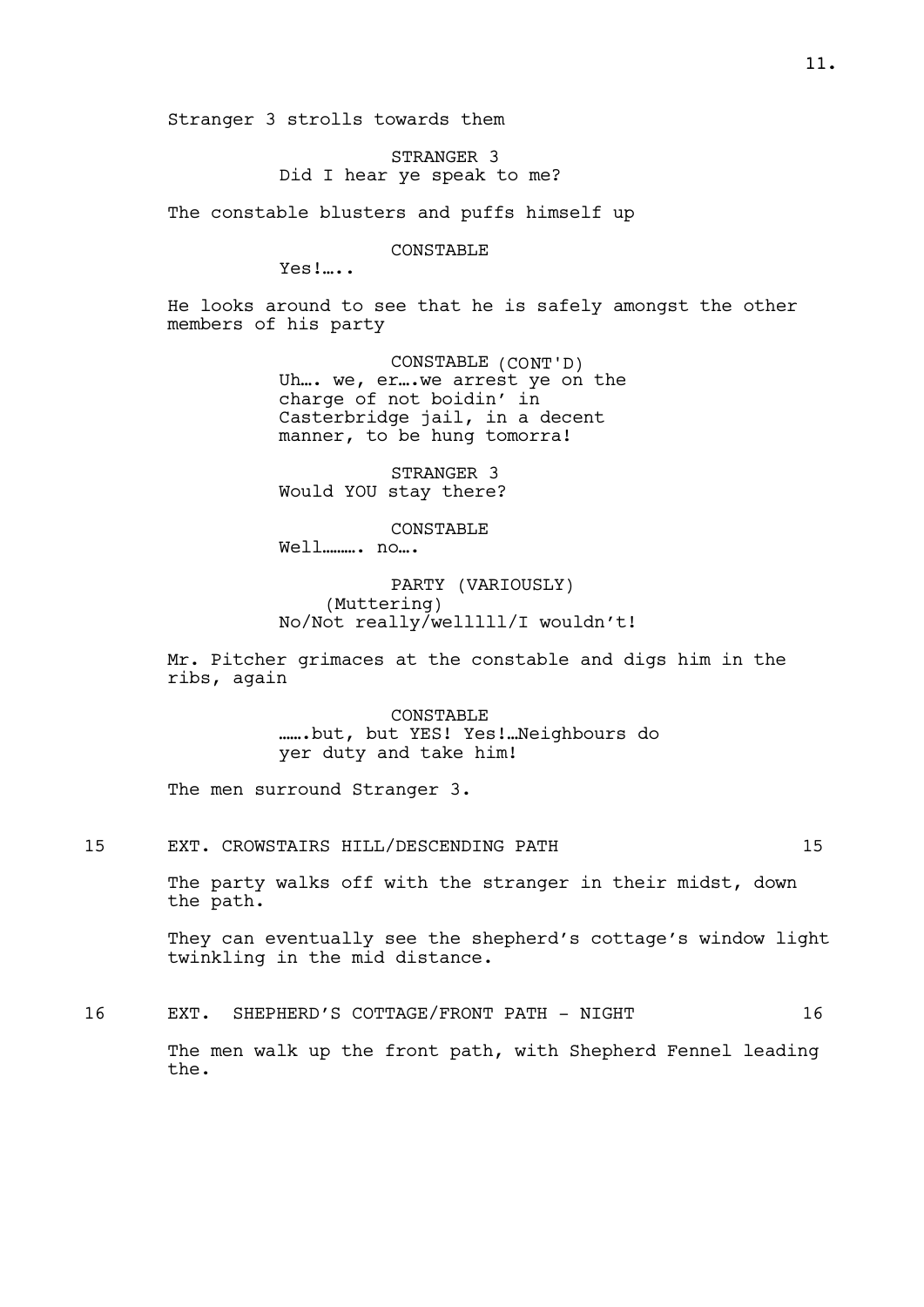Stranger 3 strolls towards them

STRANGER 3
Did I hear ye speak to me?

The constable blusters and puffs himself up

CONSTABLE
Yes!…..

He looks around to see that he is safely amongst the other members of his party

CONSTABLE (CONT'D)
Uh…. we, er….we arrest ye on the charge of not boidin' in Casterbridge jail, in a decent manner, to be hung tomorra!

STRANGER 3
Would YOU stay there?

CONSTABLE
Well………. no….

PARTY (VARIOUSLY)
(Muttering)
No/Not really/welllll/I wouldn't!

Mr. Pitcher grimaces at the constable and digs him in the ribs, again

CONSTABLE
…….but, but YES! Yes!…Neighbours do yer duty and take him!

The men surround Stranger 3.

15 EXT. CROWSTAIRS HILL/DESCENDING PATH 15

The party walks off with the stranger in their midst, down the path.

They can eventually see the shepherd's cottage's window light twinkling in the mid distance.

16 EXT. SHEPHERD'S COTTAGE/FRONT PATH - NIGHT 16

The men walk up the front path, with Shepherd Fennel leading the.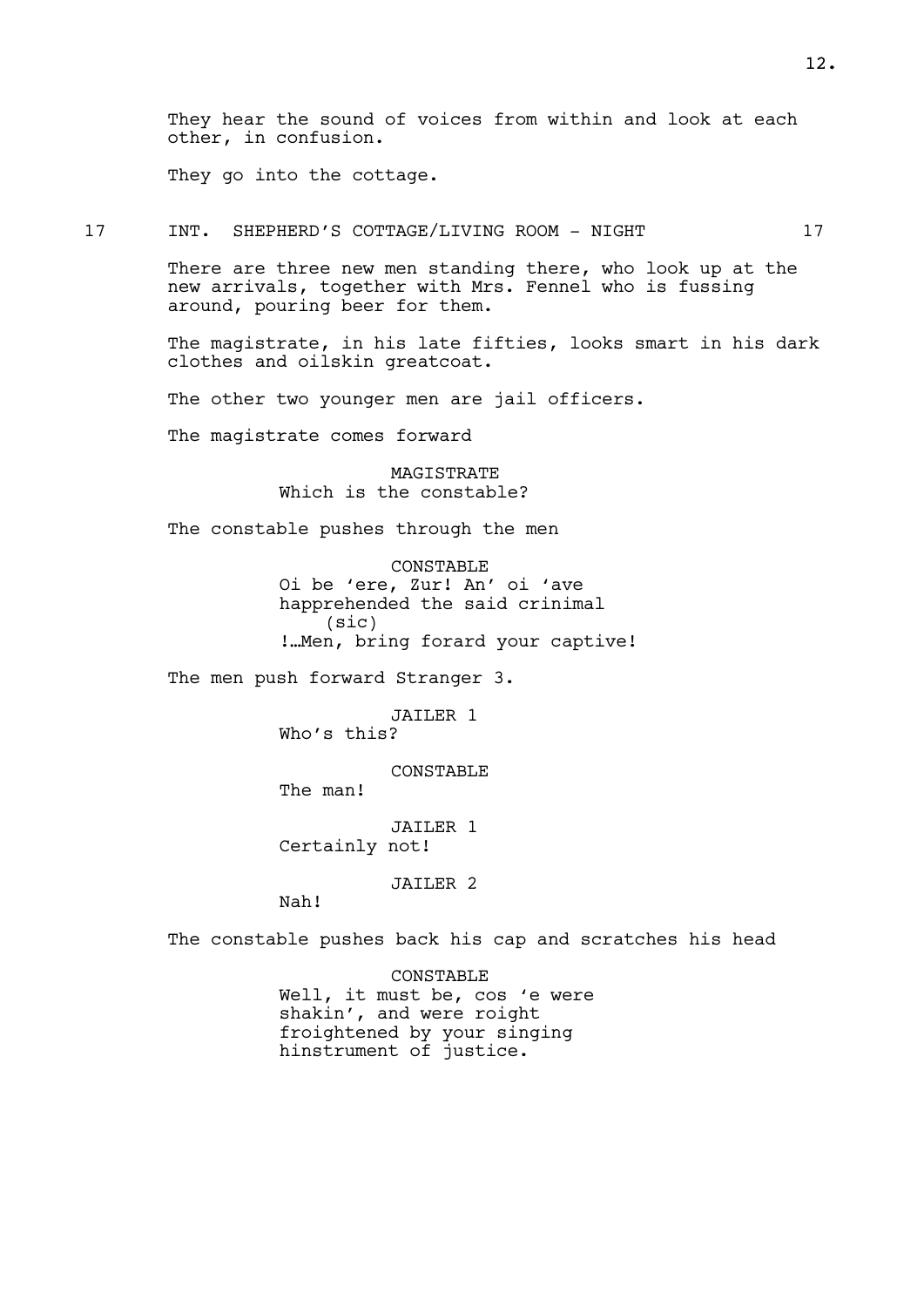They hear the sound of voices from within and look at each other, in confusion.

They go into the cottage.

17 INT. SHEPHERD'S COTTAGE/LIVING ROOM - NIGHT 17

There are three new men standing there, who look up at the new arrivals, together with Mrs. Fennel who is fussing around, pouring beer for them.

The magistrate, in his late fifties, looks smart in his dark clothes and oilskin greatcoat.

The other two younger men are jail officers.

The magistrate comes forward

MAGISTRATE
Which is the constable?

The constable pushes through the men

CONSTABLE
Oi be 'ere, Zur! An' oi 'ave happrehended the said crinimal
(sic)
!…Men, bring forard your captive!

The men push forward Stranger 3.

JAILER 1
Who's this?

CONSTABLE
The man!

JAILER 1
Certainly not!

JAILER 2
Nah!

The constable pushes back his cap and scratches his head

CONSTABLE
Well, it must be, cos 'e were shakin', and were roight froightened by your singing hinstrument of justice.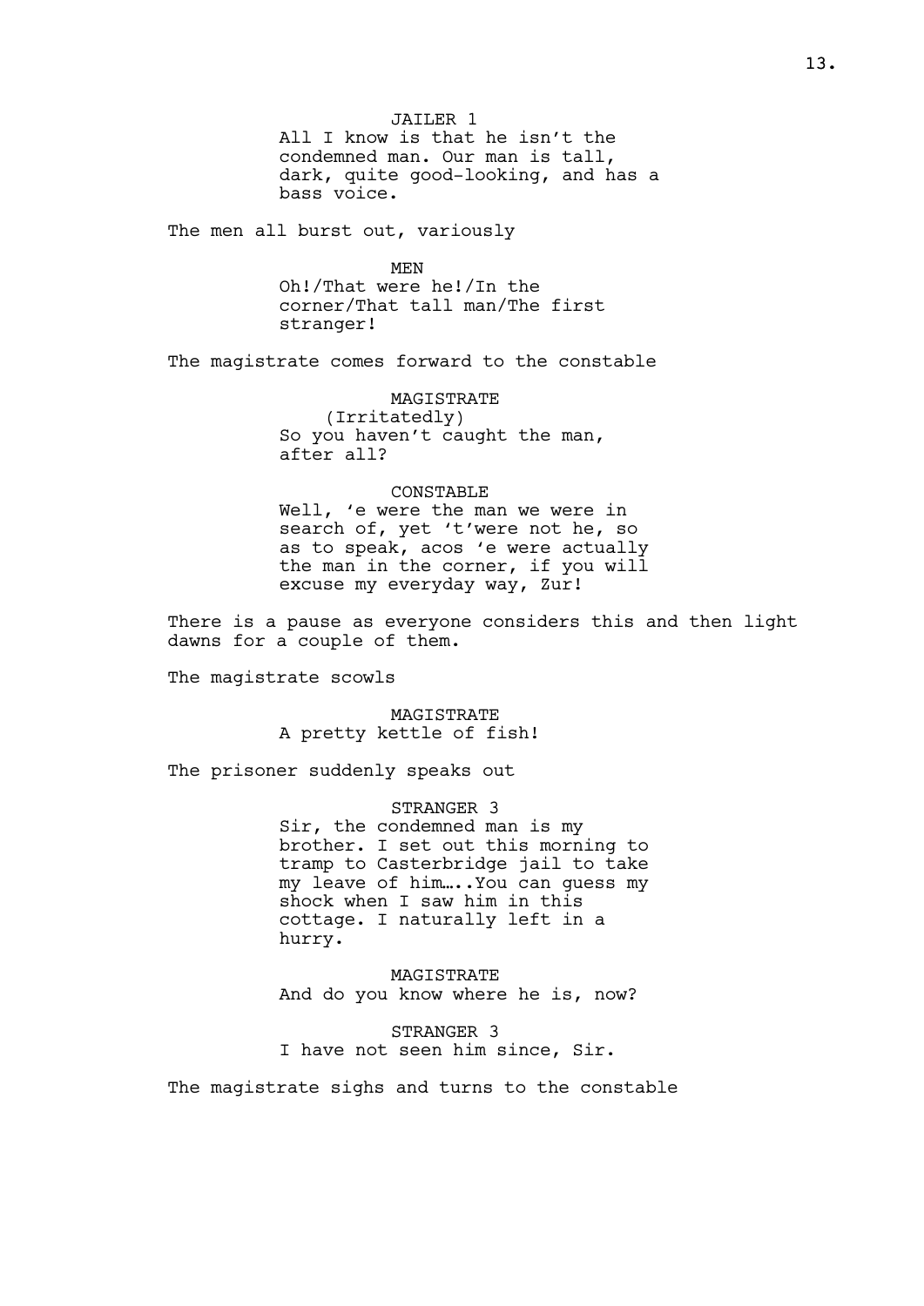JAILER 1

All I know is that he isn't the condemned man. Our man is tall, dark, quite good-looking, and has a bass voice.

The men all burst out, variously

MEN

Oh!/That were he!/In the corner/That tall man/The first stranger!

The magistrate comes forward to the constable

MAGISTRATE

(Irritatedly)

So you haven't caught the man, after all?

CONSTABLE

Well, 'e were the man we were in search of, yet 't'were not he, so as to speak, acos 'e were actually the man in the corner, if you will excuse my everyday way, Zur!

There is a pause as everyone considers this and then light dawns for a couple of them.

The magistrate scowls

MAGISTRATE

A pretty kettle of fish!

The prisoner suddenly speaks out

STRANGER 3

Sir, the condemned man is my brother. I set out this morning to tramp to Casterbridge jail to take my leave of him…..You can guess my shock when I saw him in this cottage. I naturally left in a hurry.

MAGISTRATE

And do you know where he is, now?

STRANGER 3

I have not seen him since, Sir.

The magistrate sighs and turns to the constable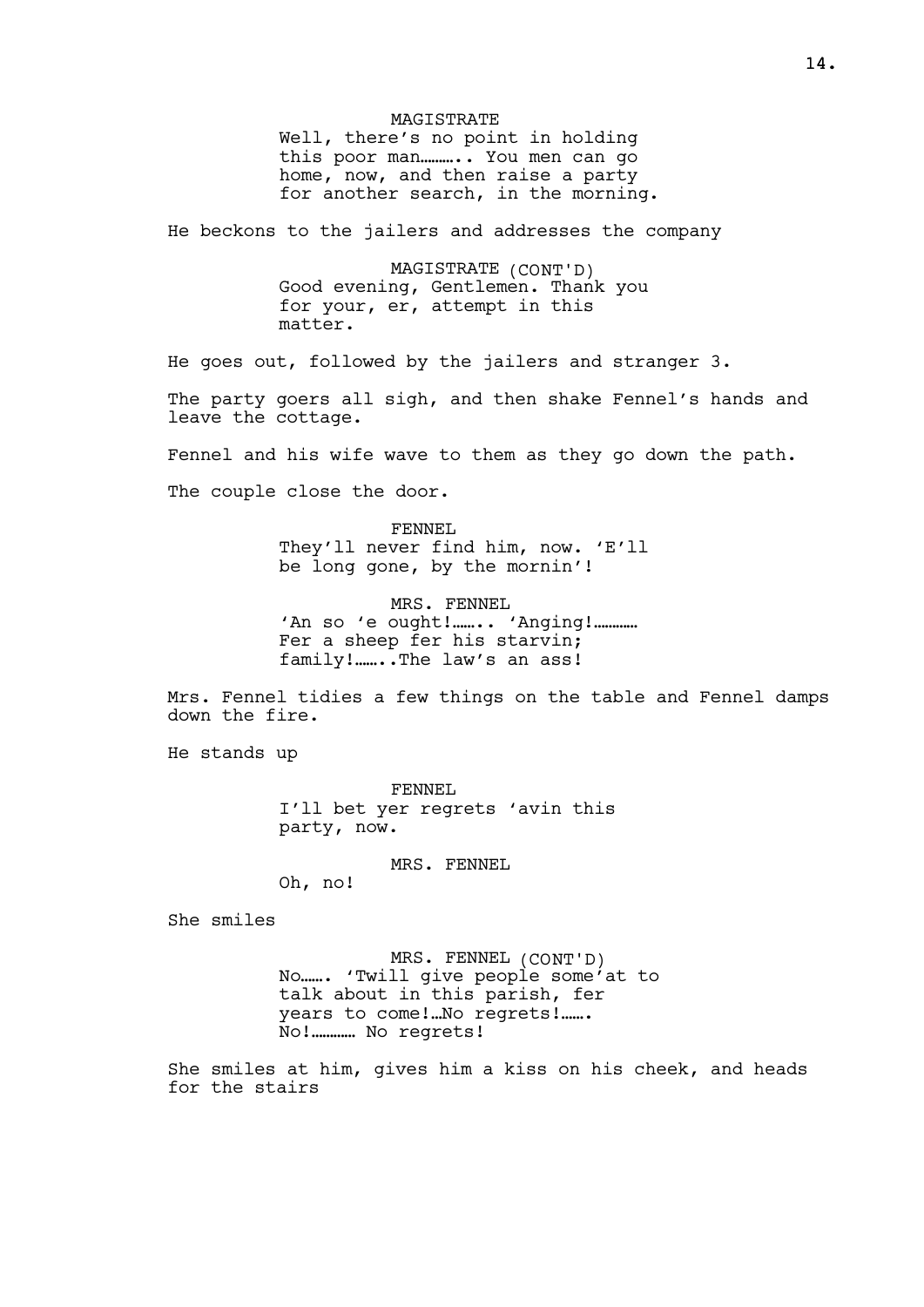MAGISTRATE

Well, there's no point in holding this poor man……….. You men can go home, now, and then raise a party for another search, in the morning.

He beckons to the jailers and addresses the company

MAGISTRATE (CONT'D)

Good evening, Gentlemen. Thank you for your, er, attempt in this matter.

He goes out, followed by the jailers and stranger 3.

The party goers all sigh, and then shake Fennel's hands and leave the cottage.

Fennel and his wife wave to them as they go down the path.

The couple close the door.

FENNEL

They'll never find him, now. 'E'll be long gone, by the mornin'!

MRS. FENNEL

'An so 'e ought!…….. 'Anging!………… Fer a sheep fer his starvin; family!……..The law's an ass!

Mrs. Fennel tidies a few things on the table and Fennel damps down the fire.

He stands up

FENNEL

I'll bet yer regrets 'avin this party, now.

MRS. FENNEL

Oh, no!

She smiles

MRS. FENNEL (CONT'D)

No……. 'Twill give people some'at to talk about in this parish, fer years to come!…No regrets!……. No!………… No regrets!

She smiles at him, gives him a kiss on his cheek, and heads for the stairs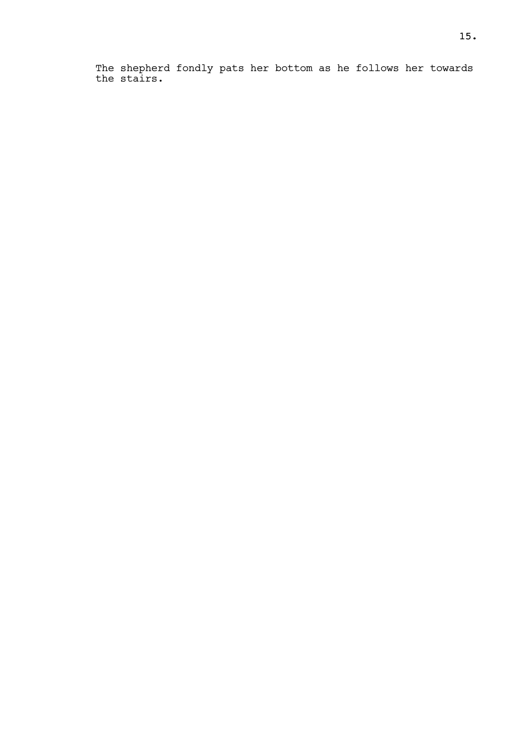The shepherd fondly pats her bottom as he follows her towards the stairs.